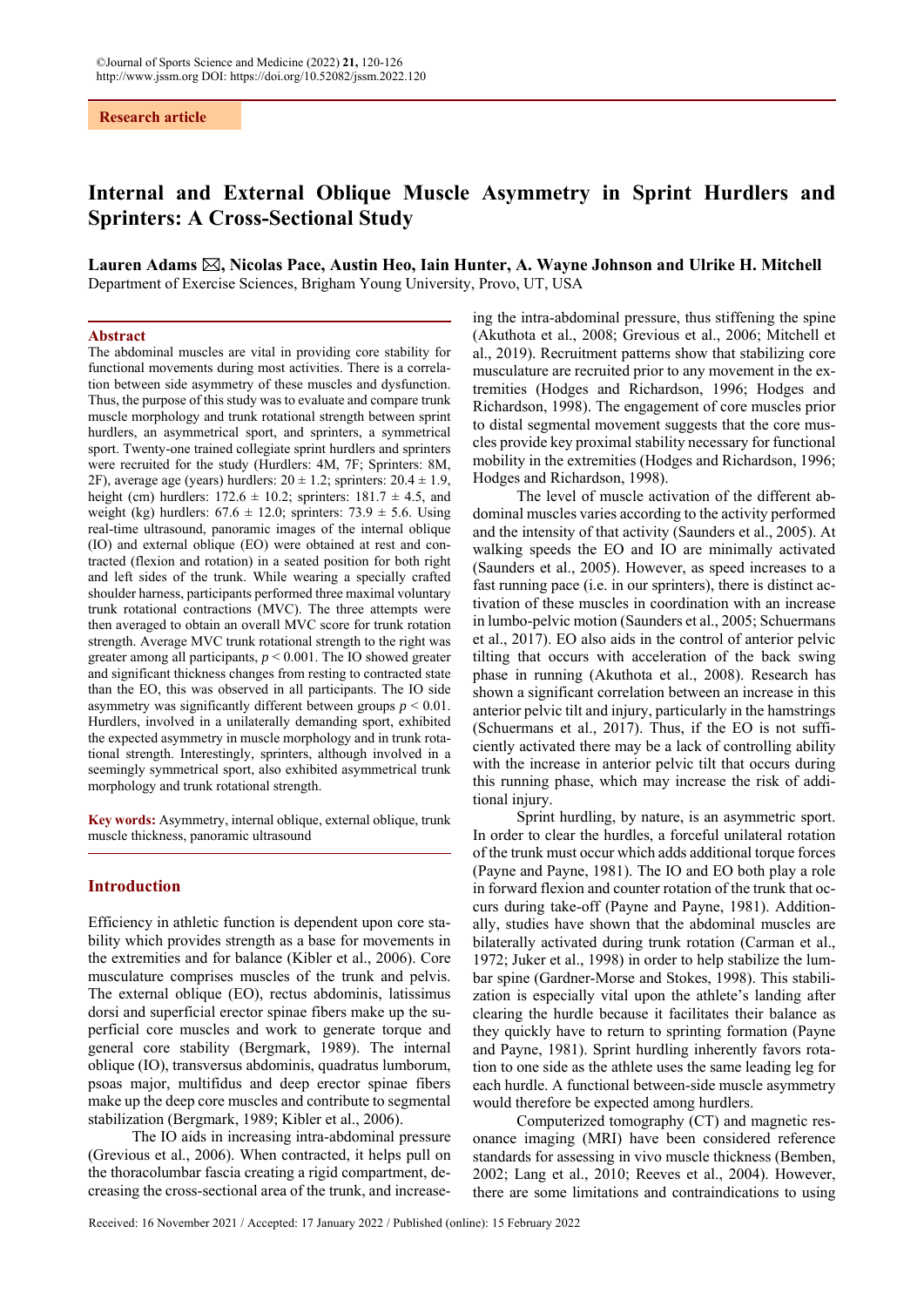Research article

# Internal and External Oblique Muscle Asymmetry in Sprint Hurdlers and Sprinters: A Cross-Sectional Study

**Lauren Adams ✉, Nicolas Pace, Austin Heo, Iain Hunter, A. Wayne Johnson and Ulrike H. Mitchell**
Department of Exercise Sciences, Brigham Young University, Provo, UT, USA

## Abstract

The abdominal muscles are vital in providing core stability for functional movements during most activities. There is a correlation between side asymmetry of these muscles and dysfunction. Thus, the purpose of this study was to evaluate and compare trunk muscle morphology and trunk rotational strength between sprint hurdlers, an asymmetrical sport, and sprinters, a symmetrical sport. Twenty-one trained collegiate sprint hurdlers and sprinters were recruited for the study (Hurdlers: 4M, 7F; Sprinters: 8M, 2F), average age (years) hurdlers: 20 ± 1.2; sprinters: 20.4 ± 1.9, height (cm) hurdlers: 172.6 ± 10.2; sprinters: 181.7 ± 4.5, and weight (kg) hurdlers: 67.6 ± 12.0; sprinters: 73.9 ± 5.6. Using real-time ultrasound, panoramic images of the internal oblique (IO) and external oblique (EO) were obtained at rest and contracted (flexion and rotation) in a seated position for both right and left sides of the trunk. While wearing a specially crafted shoulder harness, participants performed three maximal voluntary trunk rotational contractions (MVC). The three attempts were then averaged to obtain an overall MVC score for trunk rotation strength. Average MVC trunk rotational strength to the right was greater among all participants, $p < 0.001$. The IO showed greater and significant thickness changes from resting to contracted state than the EO, this was observed in all participants. The IO side asymmetry was significantly different between groups $p < 0.01$. Hurdlers, involved in a unilaterally demanding sport, exhibited the expected asymmetry in muscle morphology and in trunk rotational strength. Interestingly, sprinters, although involved in a seemingly symmetrical sport, also exhibited asymmetrical trunk morphology and trunk rotational strength.

**Key words:** Asymmetry, internal oblique, external oblique, trunk muscle thickness, panoramic ultrasound

## Introduction

Efficiency in athletic function is dependent upon core stability which provides strength as a base for movements in the extremities and for balance (Kibler et al., 2006). Core musculature comprises muscles of the trunk and pelvis. The external oblique (EO), rectus abdominis, latissimus dorsi and superficial erector spinae fibers make up the superficial core muscles and work to generate torque and general core stability (Bergmark, 1989). The internal oblique (IO), transversus abdominis, quadratus lumborum, psoas major, multifidus and deep erector spinae fibers make up the deep core muscles and contribute to segmental stabilization (Bergmark, 1989; Kibler et al., 2006).

The IO aids in increasing intra-abdominal pressure (Grevious et al., 2006). When contracted, it helps pull on the thoracolumbar fascia creating a rigid compartment, decreasing the cross-sectional area of the trunk, and increasing the intra-abdominal pressure, thus stiffening the spine (Akuthota et al., 2008; Grevious et al., 2006; Mitchell et al., 2019). Recruitment patterns show that stabilizing core musculature are recruited prior to any movement in the extremities (Hodges and Richardson, 1996; Hodges and Richardson, 1998). The engagement of core muscles prior to distal segmental movement suggests that the core muscles provide key proximal stability necessary for functional mobility in the extremities (Hodges and Richardson, 1996; Hodges and Richardson, 1998).

The level of muscle activation of the different abdominal muscles varies according to the activity performed and the intensity of that activity (Saunders et al., 2005). At walking speeds the EO and IO are minimally activated (Saunders et al., 2005). However, as speed increases to a fast running pace (i.e. in our sprinters), there is distinct activation of these muscles in coordination with an increase in lumbo-pelvic motion (Saunders et al., 2005; Schuermans et al., 2017). EO also aids in the control of anterior pelvic tilting that occurs with acceleration of the back swing phase in running (Akuthota et al., 2008). Research has shown a significant correlation between an increase in this anterior pelvic tilt and injury, particularly in the hamstrings (Schuermans et al., 2017). Thus, if the EO is not sufficiently activated there may be a lack of controlling ability with the increase in anterior pelvic tilt that occurs during this running phase, which may increase the risk of additional injury.

Sprint hurdling, by nature, is an asymmetric sport. In order to clear the hurdles, a forceful unilateral rotation of the trunk must occur which adds additional torque forces (Payne and Payne, 1981). The IO and EO both play a role in forward flexion and counter rotation of the trunk that occurs during take-off (Payne and Payne, 1981). Additionally, studies have shown that the abdominal muscles are bilaterally activated during trunk rotation (Carman et al., 1972; Juker et al., 1998) in order to help stabilize the lumbar spine (Gardner-Morse and Stokes, 1998). This stabilization is especially vital upon the athlete's landing after clearing the hurdle because it facilitates their balance as they quickly have to return to sprinting formation (Payne and Payne, 1981). Sprint hurdling inherently favors rotation to one side as the athlete uses the same leading leg for each hurdle. A functional between-side muscle asymmetry would therefore be expected among hurdlers.

Computerized tomography (CT) and magnetic resonance imaging (MRI) have been considered reference standards for assessing in vivo muscle thickness (Bemben, 2002; Lang et al., 2010; Reeves et al., 2004). However, there are some limitations and contraindications to using

Received: 16 November 2021 / Accepted: 17 January 2022 / Published (online): 15 February 2022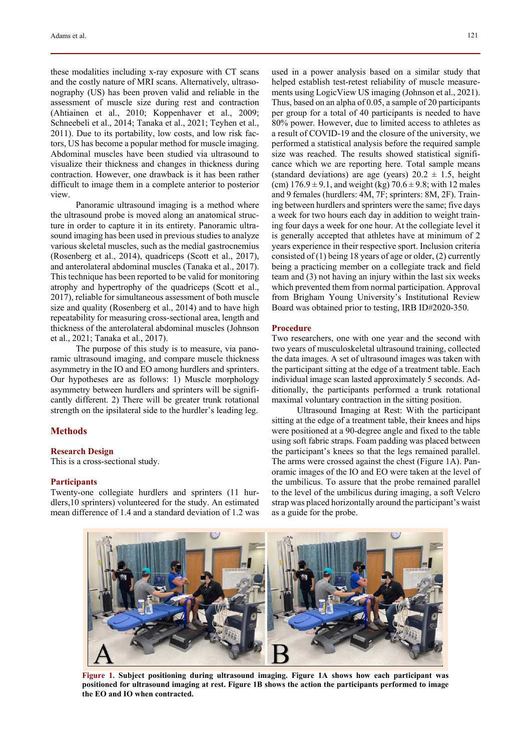these modalities including x-ray exposure with CT scans and the costly nature of MRI scans. Alternatively, ultrasonography (US) has been proven valid and reliable in the assessment of muscle size during rest and contraction (Ahtiainen et al., 2010; Koppenhaver et al., 2009; Schneebeli et al., 2014; Tanaka et al., 2021; Teyhen et al., 2011). Due to its portability, low costs, and low risk factors, US has become a popular method for muscle imaging. Abdominal muscles have been studied via ultrasound to visualize their thickness and changes in thickness during contraction. However, one drawback is it has been rather difficult to image them in a complete anterior to posterior view.

Panoramic ultrasound imaging is a method where the ultrasound probe is moved along an anatomical structure in order to capture it in its entirety. Panoramic ultrasound imaging has been used in previous studies to analyze various skeletal muscles, such as the medial gastrocnemius (Rosenberg et al., 2014), quadriceps (Scott et al., 2017), and anterolateral abdominal muscles (Tanaka et al., 2017). This technique has been reported to be valid for monitoring atrophy and hypertrophy of the quadriceps (Scott et al., 2017), reliable for simultaneous assessment of both muscle size and quality (Rosenberg et al., 2014) and to have high repeatability for measuring cross-sectional area, length and thickness of the anterolateral abdominal muscles (Johnson et al., 2021; Tanaka et al., 2017).

The purpose of this study is to measure, via panoramic ultrasound imaging, and compare muscle thickness asymmetry in the IO and EO among hurdlers and sprinters. Our hypotheses are as follows: 1) Muscle morphology asymmetry between hurdlers and sprinters will be significantly different. 2) There will be greater trunk rotational strength on the ipsilateral side to the hurdler's leading leg.

## Methods

### Research Design

This is a cross-sectional study.

### Participants

Twenty-one collegiate hurdlers and sprinters (11 hurdlers,10 sprinters) volunteered for the study. An estimated mean difference of 1.4 and a standard deviation of 1.2 was used in a power analysis based on a similar study that helped establish test-retest reliability of muscle measurements using LogicView US imaging (Johnson et al., 2021). Thus, based on an alpha of 0.05, a sample of 20 participants per group for a total of 40 participants is needed to have 80% power. However, due to limited access to athletes as a result of COVID-19 and the closure of the university, we performed a statistical analysis before the required sample size was reached. The results showed statistical significance which we are reporting here. Total sample means (standard deviations) are age (years) 20.2 ± 1.5, height (cm) 176.9 ± 9.1, and weight (kg) 70.6 ± 9.8; with 12 males and 9 females (hurdlers: 4M, 7F; sprinters: 8M, 2F). Training between hurdlers and sprinters were the same; five days a week for two hours each day in addition to weight training four days a week for one hour. At the collegiate level it is generally accepted that athletes have at minimum of 2 years experience in their respective sport. Inclusion criteria consisted of (1) being 18 years of age or older, (2) currently being a practicing member on a collegiate track and field team and (3) not having an injury within the last six weeks which prevented them from normal participation. Approval from Brigham Young University's Institutional Review Board was obtained prior to testing, IRB ID#2020-350.

### Procedure

Two researchers, one with one year and the second with two years of musculoskeletal ultrasound training, collected the data images. A set of ultrasound images was taken with the participant sitting at the edge of a treatment table. Each individual image scan lasted approximately 5 seconds. Additionally, the participants performed a trunk rotational maximal voluntary contraction in the sitting position.

Ultrasound Imaging at Rest: With the participant sitting at the edge of a treatment table, their knees and hips were positioned at a 90-degree angle and fixed to the table using soft fabric straps. Foam padding was placed between the participant's knees so that the legs remained parallel. The arms were crossed against the chest (Figure 1A). Panoramic images of the IO and EO were taken at the level of the umbilicus. To assure that the probe remained parallel to the level of the umbilicus during imaging, a soft Velcro strap was placed horizontally around the participant's waist as a guide for the probe.

**Figure 1. Subject positioning during ultrasound imaging. Figure 1A shows how each participant was positioned for ultrasound imaging at rest. Figure 1B shows the action the participants performed to image the EO and IO when contracted.**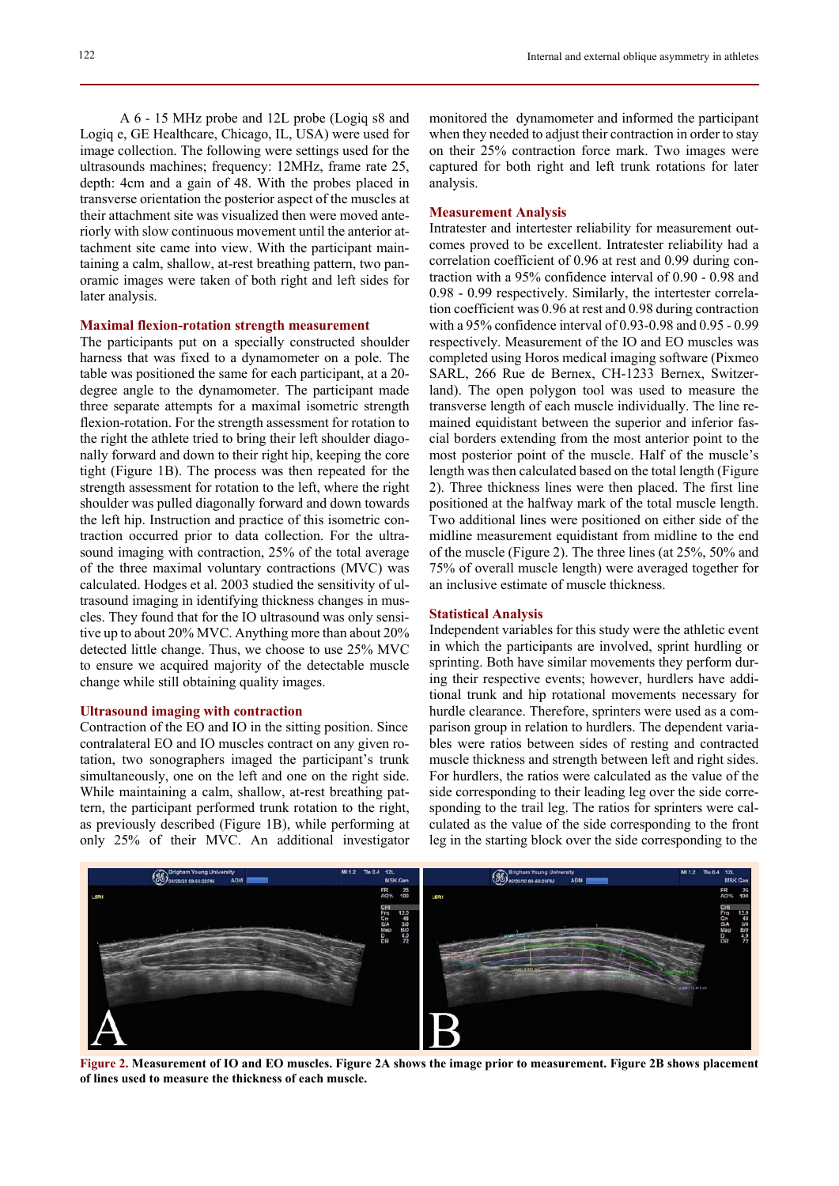A 6 - 15 MHz probe and 12L probe (Logiq s8 and Logiq e, GE Healthcare, Chicago, IL, USA) were used for image collection. The following were settings used for the ultrasounds machines; frequency: 12MHz, frame rate 25, depth: 4cm and a gain of 48. With the probes placed in transverse orientation the posterior aspect of the muscles at their attachment site was visualized then were moved anteriorly with slow continuous movement until the anterior attachment site came into view. With the participant maintaining a calm, shallow, at-rest breathing pattern, two panoramic images were taken of both right and left sides for later analysis.

### Maximal flexion-rotation strength measurement

The participants put on a specially constructed shoulder harness that was fixed to a dynamometer on a pole. The table was positioned the same for each participant, at a 20-degree angle to the dynamometer. The participant made three separate attempts for a maximal isometric strength flexion-rotation. For the strength assessment for rotation to the right the athlete tried to bring their left shoulder diagonally forward and down to their right hip, keeping the core tight (Figure 1B). The process was then repeated for the strength assessment for rotation to the left, where the right shoulder was pulled diagonally forward and down towards the left hip. Instruction and practice of this isometric contraction occurred prior to data collection. For the ultrasound imaging with contraction, 25% of the total average of the three maximal voluntary contractions (MVC) was calculated. Hodges et al. 2003 studied the sensitivity of ultrasound imaging in identifying thickness changes in muscles. They found that for the IO ultrasound was only sensitive up to about 20% MVC. Anything more than about 20% detected little change. Thus, we choose to use 25% MVC to ensure we acquired majority of the detectable muscle change while still obtaining quality images.

### Ultrasound imaging with contraction

Contraction of the EO and IO in the sitting position. Since contralateral EO and IO muscles contract on any given rotation, two sonographers imaged the participant's trunk simultaneously, one on the left and one on the right side. While maintaining a calm, shallow, at-rest breathing pattern, the participant performed trunk rotation to the right, as previously described (Figure 1B), while performing at only 25% of their MVC. An additional investigator monitored the dynamometer and informed the participant when they needed to adjust their contraction in order to stay on their 25% contraction force mark. Two images were captured for both right and left trunk rotations for later analysis.

### Measurement Analysis

Intratester and intertester reliability for measurement outcomes proved to be excellent. Intratester reliability had a correlation coefficient of 0.96 at rest and 0.99 during contraction with a 95% confidence interval of 0.90 - 0.98 and 0.98 - 0.99 respectively. Similarly, the intertester correlation coefficient was 0.96 at rest and 0.98 during contraction with a 95% confidence interval of 0.93-0.98 and 0.95 - 0.99 respectively. Measurement of the IO and EO muscles was completed using Horos medical imaging software (Pixmeo SARL, 266 Rue de Bernex, CH-1233 Bernex, Switzerland). The open polygon tool was used to measure the transverse length of each muscle individually. The line remained equidistant between the superior and inferior fascial borders extending from the most anterior point to the most posterior point of the muscle. Half of the muscle's length was then calculated based on the total length (Figure 2). Three thickness lines were then placed. The first line positioned at the halfway mark of the total muscle length. Two additional lines were positioned on either side of the midline measurement equidistant from midline to the end of the muscle (Figure 2). The three lines (at 25%, 50% and 75% of overall muscle length) were averaged together for an inclusive estimate of muscle thickness.

### Statistical Analysis

Independent variables for this study were the athletic event in which the participants are involved, sprint hurdling or sprinting. Both have similar movements they perform during their respective events; however, hurdlers have additional trunk and hip rotational movements necessary for hurdle clearance. Therefore, sprinters were used as a comparison group in relation to hurdlers. The dependent variables were ratios between sides of resting and contracted muscle thickness and strength between left and right sides. For hurdlers, the ratios were calculated as the value of the side corresponding to their leading leg over the side corresponding to the trail leg. The ratios for sprinters were calculated as the value of the side corresponding to the front leg in the starting block over the side corresponding to the

**Figure 2. Measurement of IO and EO muscles. Figure 2A shows the image prior to measurement. Figure 2B shows placement of lines used to measure the thickness of each muscle.**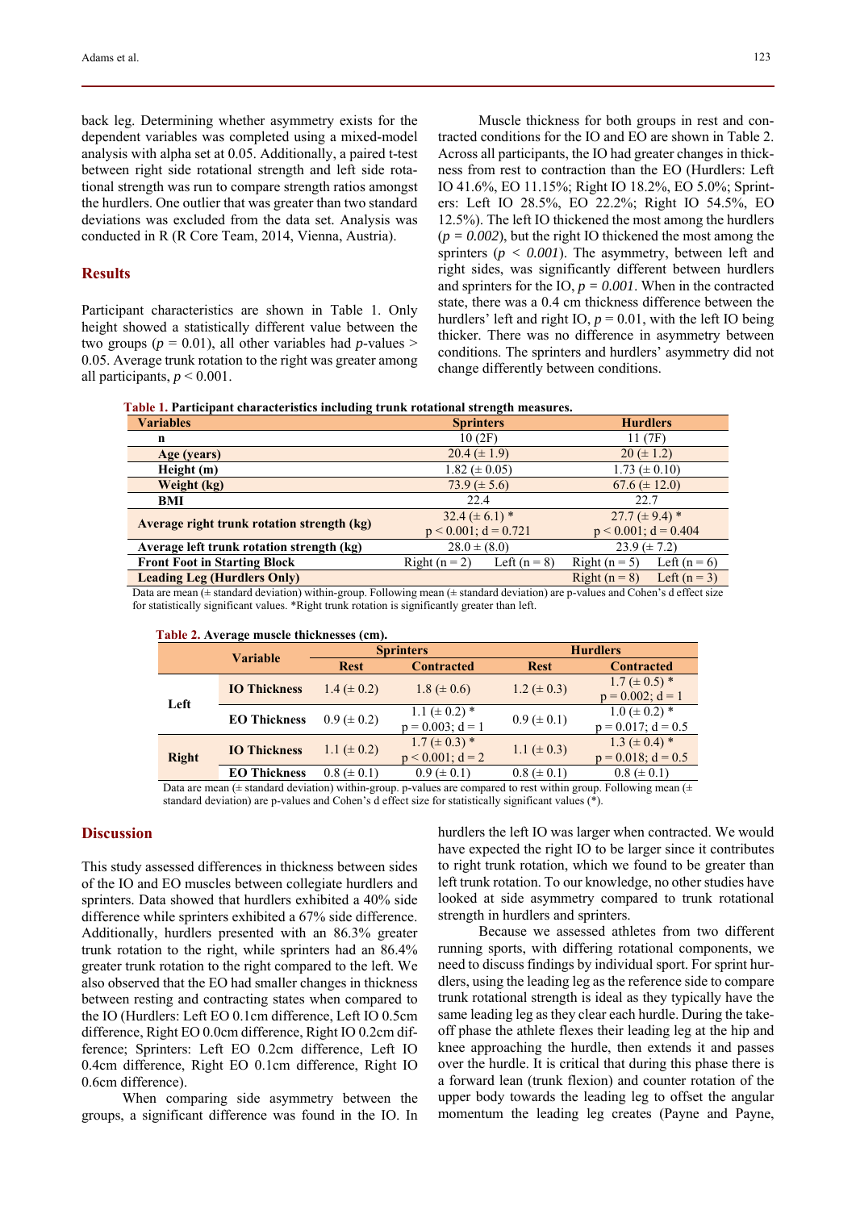back leg. Determining whether asymmetry exists for the dependent variables was completed using a mixed-model analysis with alpha set at 0.05. Additionally, a paired t-test between right side rotational strength and left side rotational strength was run to compare strength ratios amongst the hurdlers. One outlier that was greater than two standard deviations was excluded from the data set. Analysis was conducted in R (R Core Team, 2014, Vienna, Austria).

## Results

Participant characteristics are shown in Table 1. Only height showed a statistically different value between the two groups ($p = 0.01$), all other variables had $p$-values > 0.05. Average trunk rotation to the right was greater among all participants, $p < 0.001$.

Muscle thickness for both groups in rest and contracted conditions for the IO and EO are shown in Table 2. Across all participants, the IO had greater changes in thickness from rest to contraction than the EO (Hurdlers: Left IO 41.6%, EO 11.15%; Right IO 18.2%, EO 5.0%; Sprinters: Left IO 28.5%, EO 22.2%; Right IO 54.5%, EO 12.5%). The left IO thickened the most among the hurdlers ($p = 0.002$), but the right IO thickened the most among the sprinters ($p < 0.001$). The asymmetry, between left and right sides, was significantly different between hurdlers and sprinters for the IO, $p = 0.001$. When in the contracted state, there was a 0.4 cm thickness difference between the hurdlers' left and right IO, $p = 0.01$, with the left IO being thicker. There was no difference in asymmetry between conditions. The sprinters and hurdlers' asymmetry did not change differently between conditions.

**Table 1. Participant characteristics including trunk rotational strength measures.**

| Variables | Sprinters | | Hurdlers | |
|---|---|---|---|---|
| n | 10 (2F) | | 11 (7F) | |
| Age (years) | 20.4 (± 1.9) | | 20 (± 1.2) | |
| Height (m) | 1.82 (± 0.05) | | 1.73 (± 0.10) | |
| Weight (kg) | 73.9 (± 5.6) | | 67.6 (± 12.0) | |
| BMI | 22.4 | | 22.7 | |
| Average right trunk rotation strength (kg) | 32.4 (± 6.1) * p < 0.001; d = 0.721 | | 27.7 (± 9.4) * p < 0.001; d = 0.404 | |
| Average left trunk rotation strength (kg) | 28.0 ± (8.0) | | 23.9 (± 7.2) | |
| Front Foot in Starting Block | Right (n = 2) | Left (n = 8) | Right (n = 5) | Left (n = 6) |
| Leading Leg (Hurdlers Only) | | | Right (n = 8) | Left (n = 3) |

Data are mean (± standard deviation) within-group. Following mean (± standard deviation) are p-values and Cohen's d effect size for statistically significant values. *Right trunk rotation is significantly greater than left.

**Table 2. Average muscle thicknesses (cm).**

| | Variable | Sprinters | | Hurdlers | |
|---|---|---|---|---|---|
| | | Rest | Contracted | Rest | Contracted |
| Left | IO Thickness | 1.4 (± 0.2) | 1.8 (± 0.6) | 1.2 (± 0.3) | 1.7 (± 0.5) * p = 0.002; d = 1 |
| | EO Thickness | 0.9 (± 0.2) | 1.1 (± 0.2) * p = 0.003; d = 1 | 0.9 (± 0.1) | 1.0 (± 0.2) * p = 0.017; d = 0.5 |
| Right | IO Thickness | 1.1 (± 0.2) | 1.7 (± 0.3) * p < 0.001; d = 2 | 1.1 (± 0.3) | 1.3 (± 0.4) * p = 0.018; d = 0.5 |
| | EO Thickness | 0.8 (± 0.1) | 0.9 (± 0.1) | 0.8 (± 0.1) | 0.8 (± 0.1) |

Data are mean (± standard deviation) within-group. p-values are compared to rest within group. Following mean (± standard deviation) are p-values and Cohen's d effect size for statistically significant values (*).

## Discussion

This study assessed differences in thickness between sides of the IO and EO muscles between collegiate hurdlers and sprinters. Data showed that hurdlers exhibited a 40% side difference while sprinters exhibited a 67% side difference. Additionally, hurdlers presented with an 86.3% greater trunk rotation to the right, while sprinters had an 86.4% greater trunk rotation to the right compared to the left. We also observed that the EO had smaller changes in thickness between resting and contracting states when compared to the IO (Hurdlers: Left EO 0.1cm difference, Left IO 0.5cm difference, Right EO 0.0cm difference, Right IO 0.2cm difference; Sprinters: Left EO 0.2cm difference, Left IO 0.4cm difference, Right EO 0.1cm difference, Right IO 0.6cm difference).

When comparing side asymmetry between the groups, a significant difference was found in the IO. In hurdlers the left IO was larger when contracted. We would have expected the right IO to be larger since it contributes to right trunk rotation, which we found to be greater than left trunk rotation. To our knowledge, no other studies have looked at side asymmetry compared to trunk rotational strength in hurdlers and sprinters.

Because we assessed athletes from two different running sports, with differing rotational components, we need to discuss findings by individual sport. For sprint hurdlers, using the leading leg as the reference side to compare trunk rotational strength is ideal as they typically have the same leading leg as they clear each hurdle. During the take-off phase the athlete flexes their leading leg at the hip and knee approaching the hurdle, then extends it and passes over the hurdle. It is critical that during this phase there is a forward lean (trunk flexion) and counter rotation of the upper body towards the leading leg to offset the angular momentum the leading leg creates (Payne and Payne,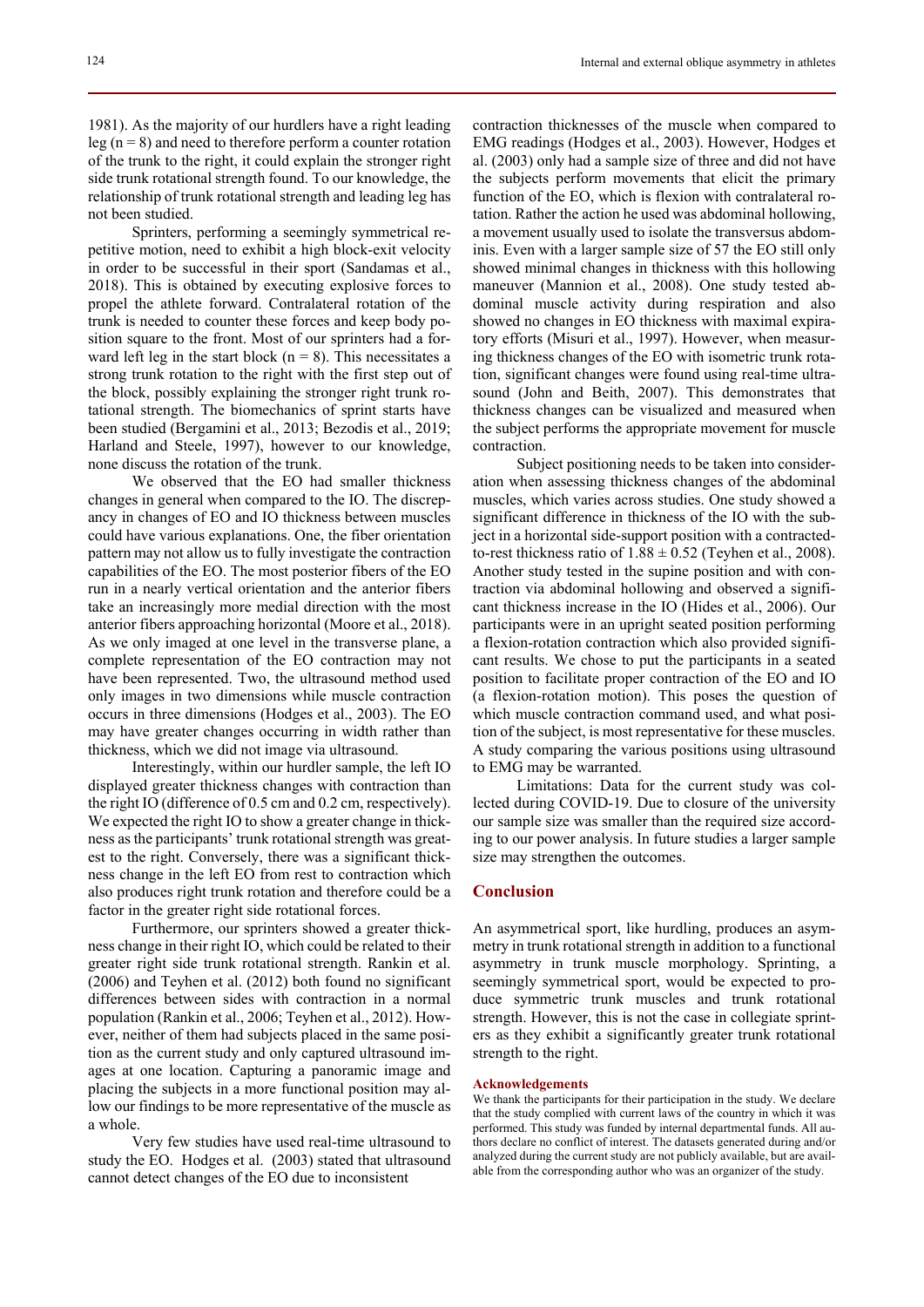1981). As the majority of our hurdlers have a right leading leg (n = 8) and need to therefore perform a counter rotation of the trunk to the right, it could explain the stronger right side trunk rotational strength found. To our knowledge, the relationship of trunk rotational strength and leading leg has not been studied.

Sprinters, performing a seemingly symmetrical repetitive motion, need to exhibit a high block-exit velocity in order to be successful in their sport (Sandamas et al., 2018). This is obtained by executing explosive forces to propel the athlete forward. Contralateral rotation of the trunk is needed to counter these forces and keep body position square to the front. Most of our sprinters had a forward left leg in the start block (n = 8). This necessitates a strong trunk rotation to the right with the first step out of the block, possibly explaining the stronger right trunk rotational strength. The biomechanics of sprint starts have been studied (Bergamini et al., 2013; Bezodis et al., 2019; Harland and Steele, 1997), however to our knowledge, none discuss the rotation of the trunk.

We observed that the EO had smaller thickness changes in general when compared to the IO. The discrepancy in changes of EO and IO thickness between muscles could have various explanations. One, the fiber orientation pattern may not allow us to fully investigate the contraction capabilities of the EO. The most posterior fibers of the EO run in a nearly vertical orientation and the anterior fibers take an increasingly more medial direction with the most anterior fibers approaching horizontal (Moore et al., 2018). As we only imaged at one level in the transverse plane, a complete representation of the EO contraction may not have been represented. Two, the ultrasound method used only images in two dimensions while muscle contraction occurs in three dimensions (Hodges et al., 2003). The EO may have greater changes occurring in width rather than thickness, which we did not image via ultrasound.

Interestingly, within our hurdler sample, the left IO displayed greater thickness changes with contraction than the right IO (difference of 0.5 cm and 0.2 cm, respectively). We expected the right IO to show a greater change in thickness as the participants' trunk rotational strength was greatest to the right. Conversely, there was a significant thickness change in the left EO from rest to contraction which also produces right trunk rotation and therefore could be a factor in the greater right side rotational forces.

Furthermore, our sprinters showed a greater thickness change in their right IO, which could be related to their greater right side trunk rotational strength. Rankin et al. (2006) and Teyhen et al. (2012) both found no significant differences between sides with contraction in a normal population (Rankin et al., 2006; Teyhen et al., 2012). However, neither of them had subjects placed in the same position as the current study and only captured ultrasound images at one location. Capturing a panoramic image and placing the subjects in a more functional position may allow our findings to be more representative of the muscle as a whole.

Very few studies have used real-time ultrasound to study the EO. Hodges et al. (2003) stated that ultrasound cannot detect changes of the EO due to inconsistent contraction thicknesses of the muscle when compared to EMG readings (Hodges et al., 2003). However, Hodges et al. (2003) only had a sample size of three and did not have the subjects perform movements that elicit the primary function of the EO, which is flexion with contralateral rotation. Rather the action he used was abdominal hollowing, a movement usually used to isolate the transversus abdominis. Even with a larger sample size of 57 the EO still only showed minimal changes in thickness with this hollowing maneuver (Mannion et al., 2008). One study tested abdominal muscle activity during respiration and also showed no changes in EO thickness with maximal expiratory efforts (Misuri et al., 1997). However, when measuring thickness changes of the EO with isometric trunk rotation, significant changes were found using real-time ultrasound (John and Beith, 2007). This demonstrates that thickness changes can be visualized and measured when the subject performs the appropriate movement for muscle contraction.

Subject positioning needs to be taken into consideration when assessing thickness changes of the abdominal muscles, which varies across studies. One study showed a significant difference in thickness of the IO with the subject in a horizontal side-support position with a contracted-to-rest thickness ratio of $1.88 \pm 0.52$ (Teyhen et al., 2008). Another study tested in the supine position and with contraction via abdominal hollowing and observed a significant thickness increase in the IO (Hides et al., 2006). Our participants were in an upright seated position performing a flexion-rotation contraction which also provided significant results. We chose to put the participants in a seated position to facilitate proper contraction of the EO and IO (a flexion-rotation motion). This poses the question of which muscle contraction command used, and what position of the subject, is most representative for these muscles. A study comparing the various positions using ultrasound to EMG may be warranted.

Limitations: Data for the current study was collected during COVID-19. Due to closure of the university our sample size was smaller than the required size according to our power analysis. In future studies a larger sample size may strengthen the outcomes.

## Conclusion

An asymmetrical sport, like hurdling, produces an asymmetry in trunk rotational strength in addition to a functional asymmetry in trunk muscle morphology. Sprinting, a seemingly symmetrical sport, would be expected to produce symmetric trunk muscles and trunk rotational strength. However, this is not the case in collegiate sprinters as they exhibit a significantly greater trunk rotational strength to the right.

### Acknowledgements

We thank the participants for their participation in the study. We declare that the study complied with current laws of the country in which it was performed. This study was funded by internal departmental funds. All authors declare no conflict of interest. The datasets generated during and/or analyzed during the current study are not publicly available, but are available from the corresponding author who was an organizer of the study.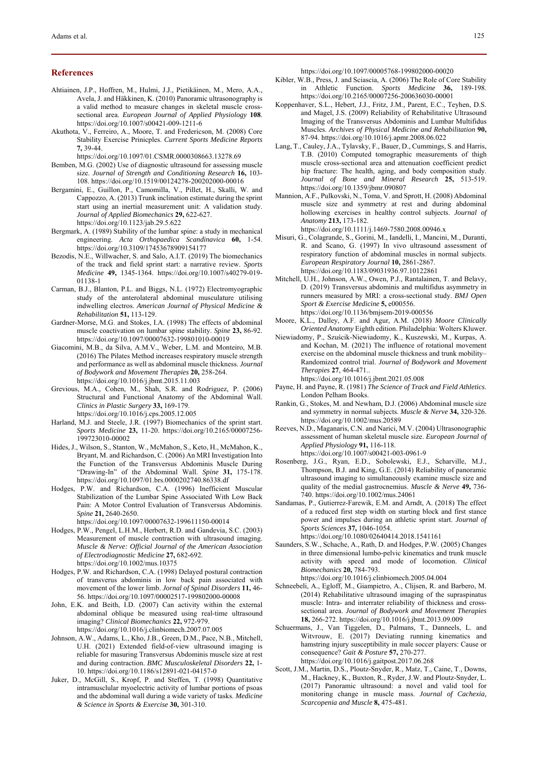## References

Ahtiainen, J.P., Hoffren, M., Hulmi, J.J., Pietikäinen, M., Mero, A.A., Avela, J. and Häkkinen, K. (2010) Panoramic ultrasonography is a valid method to measure changes in skeletal muscle cross-sectional area. *European Journal of Applied Physiology* **108**. https://doi.org/10.1007/s00421-009-1211-6

Akuthota, V., Ferreiro, A., Moore, T. and Fredericson, M. (2008) Core Stability Exercise Prinicples. *Current Sports Medicine Reports* **7,** 39-44. https://doi.org/10.1097/01.CSMR.0000308663.13278.69

Bemben, M.G. (2002) Use of diagnostic ultrasound for assessing muscle size. *Journal of Strength and Conditioning Research* **16,** 103-108. https://doi.org/10.1519/00124278-200202000-00016

Bergamini, E., Guillon, P., Camomilla, V., Pillet, H., Skalli, W. and Cappozzo, A. (2013) Trunk inclination estimate during the sprint start using an inertial measurement unit: A validation study. *Journal of Applied Biomechanics* **29,** 622-627. https://doi.org/10.1123/jab.29.5.622

Bergmark, A. (1989) Stability of the lumbar spine: a study in mechanical engineering. *Acta Orthopaedica Scandinavica* **60,** 1-54. https://doi.org/10.3109/17453678909154177

Bezodis, N.E., Willwacher, S. and Salo, A.I.T. (2019) The biomechanics of the track and field sprint start: a narrative review. *Sports Medicine* **49,** 1345-1364. https://doi.org/10.1007/s40279-019-01138-1

Carman, B.J., Blanton, P.L. and Biggs, N.L. (1972) Electromyographic study of the anterolateral abdominal musculature utilising indwelling electros. *American Journal of Physical Medicine & Rehabilitation* **51,** 113-129.

Gardner-Morse, M.G. and Stokes, I.A. (1998) The effects of abdominal muscle coactivation on lumbar spine stability. *Spine* **23,** 86-92. https://doi.org/10.1097/00007632-199801010-00019

Giacomini, M.B., da Silva, A.M.V., Weber, L.M. and Monteiro, M.B. (2016) The Pilates Method increases respiratory muscle strength and performance as well as abdominal muscle thickness. *Journal of Bodywork and Movement Therapies* **20,** 258-264. https://doi.org/10.1016/j.jbmt.2015.11.003

Grevious, M.A., Cohen, M., Shah, S.R. and Rodriguez, P. (2006) Structural and Functional Anatomy of the Abdominal Wall. *Clinics in Plastic Surgery* **33,** 169-179. https://doi.org/10.1016/j.cps.2005.12.005

Harland, M.J. and Steele, J.R. (1997) Biomechanics of the sprint start. *Sports Medicine* **23,** 11-20. https://doi.org/10.2165/00007256-199723010-00002

Hides, J., Wilson, S., Stanton, W., McMahon, S., Keto, H., McMahon, K., Bryant, M. and Richardson, C. (2006) An MRI Investigation Into the Function of the Transversus Abdominis Muscle During "Drawing-In" of the Abdominal Wall. *Spine* **31,** 175-178. https://doi.org/10.1097/01.brs.0000202740.86338.df

Hodges, P.W. and Richardson, C.A. (1996) Inefficient Muscular Stabilization of the Lumbar Spine Associated With Low Back Pain: A Motor Control Evaluation of Transversus Abdominis. *Spine* **21,** 2640-2650. https://doi.org/10.1097/00007632-199611150-00014

Hodges, P.W., Pengel, L.H.M., Herbert, R.D. and Gandevia, S.C. (2003) Measurement of muscle contraction with ultrasound imaging. *Muscle & Nerve: Official Journal of the American Association of Electrodiagnostic Medicine* **27,** 682-692. https://doi.org/10.1002/mus.10375

Hodges, P.W. and Richardson, C.A. (1998) Delayed postural contraction of transverus abdominis in low back pain associated with movement of the lower limb. *Jornal of Spinal Disorders* **11,** 46-56. https://doi.org/10.1097/00002517-199802000-00008

John, E.K. and Beith, I.D. (2007) Can activity within the external abdominal oblique be measured using real-time ultrasound imaging? *Clinical Biomechanics* **22,** 972-979. https://doi.org/10.1016/j.clinbiomech.2007.07.005

Johnson, A.W., Adams, L., Kho, J.B., Green, D.M., Pace, N.B., Mitchell, U.H. (2021) Extended field-of-view ultrasound imaging is reliable for masuring Transversus Abdominis muscle size at rest and during contraction. *BMC Musculoskeletal Disorders* **22,** 1-10. https://doi.org/10.1186/s12891-021-04157-0

Juker, D., McGill, S., Kropf, P. and Steffen, T. (1998) Quantitative intramuscular myoelectric activity of lumbar portions of psoas and the abdominal wall during a wide variety of tasks. *Medicine & Science in Sports & Exercise* **30,** 301-310. https://doi.org/10.1097/00005768-199802000-00020

Kibler, W.B., Press, J. and Sciascia, A. (2006) The Role of Core Stability in Athletic Function. *Sports Medicine* **36,** 189-198. https://doi.org/10.2165/00007256-200636030-00001

Koppenhaver, S.L., Hebert, J.J., Fritz, J.M., Parent, E.C., Teyhen, D.S. and Magel, J.S. (2009) Reliability of Rehabilitative Ultrasound Imaging of the Transversus Abdominis and Lumbar Multifidus Muscles. *Archives of Physical Medicine and Rehabilitation* **90,** 87-94. https://doi.org/10.1016/j.apmr.2008.06.022

Lang, T., Cauley, J.A., Tylavsky, F., Bauer, D., Cummings, S. and Harris, T.B. (2010) Computed tomographic measurements of thigh muscle cross-sectional area and attenuation coefficient predict hip fracture: The health, aging, and body composition study. *Journal of Bone and Mineral Research* **25,** 513-519. https://doi.org/10.1359/jbmr.090807

Mannion, A.F., Pulkovski, N., Toma, V. and Sprott, H. (2008) Abdominal muscle size and symmetry at rest and during abdominal hollowing exercises in healthy control subjects. *Journal of Anatomy* **213,** 173-182. https://doi.org/10.1111/j.1469-7580.2008.00946.x

Misuri, G., Colagrande, S., Gorini, M., Iandelli, I., Mancini, M., Duranti, R. and Scano, G. (1997) In vivo ultrasound assessment of respiratory function of abdominal muscles in normal subjects. *European Respiratory Journal* **10,** 2861-2867. https://doi.org/10.1183/09031936.97.10122861

Mitchell, U.H., Johnson, A.W., Owen, P.J., Rantalainen, T. and Belavy, D. (2019) Transversus abdominis and multifidus asymmetry in runners measured by MRI: a cross-sectional study. *BMJ Open Sport & Exercise Medicine* **5,** e000556. https://doi.org/10.1136/bmjsem-2019-000556

Moore, K.L., Dalley, A.F. and Agur, A.M. (2018) *Moore Clinically Oriented Anatomy* Eighth edition. Philadelphia: Wolters Kluwer.

Niewiadomy, P., Szuścik-Niewiadomy, K., Kuszewski, M., Kurpas, A. and Kochan, M. (2021) The influence of rotational movement exercise on the abdominal muscle thickness and trunk mobility–Randomized control trial. *Journal of Bodywork and Movement Therapies* **27**, 464-471.. https://doi.org/10.1016/j.jbmt.2021.05.008

Payne, H. and Payne, R. (1981) *The Science of Track and Field Athletics*. London Pelham Books.

Rankin, G., Stokes, M. and Newham, D.J. (2006) Abdominal muscle size and symmetry in normal subjects. *Muscle & Nerve* **34,** 320-326. https://doi.org/10.1002/mus.20589

Reeves, N.D., Maganaris, C.N. and Narici, M.V. (2004) Ultrasonographic assessment of human skeletal muscle size. *European Journal of Applied Physiology* **91,** 116-118. https://doi.org/10.1007/s00421-003-0961-9

Rosenberg, J.G., Ryan, E.D., Sobolewski, E.J., Scharville, M.J., Thompson, B.J. and King, G.E. (2014) Reliability of panoramic ultrasound imaging to simultaneously examine muscle size and quality of the medial gastrocnemius. *Muscle & Nerve* **49,** 736-740. https://doi.org/10.1002/mus.24061

Sandamas, P., Gutierrez-Farewik, E.M. and Arndt, A. (2018) The effect of a reduced first step width on starting block and first stance power and impulses during an athletic sprint start. *Journal of Sports Sciences* **37,** 1046-1054. https://doi.org/10.1080/02640414.2018.1541161

Saunders, S.W., Schache, A., Rath, D. and Hodges, P.W. (2005) Changes in three dimensional lumbo-pelvic kinematics and trunk muscle activity with speed and mode of locomotion. *Clinical Biomechanics* **20,** 784-793. https://doi.org/10.1016/j.clinbiomech.2005.04.004

Schneebeli, A., Egloff, M., Giampietro, A., Clijsen, R. and Barbero, M. (2014) Rehabilitative ultrasound imaging of the supraspinatus muscle: Intra- and interrater reliability of thickness and cross-sectional area. *Journal of Bodywork and Movement Therapies* **18,** 266-272. https://doi.org/10.1016/j.jbmt.2013.09.009

Schuermans, J., Van Tiggelen, D., Palmans, T., Danneels, L. and Witvrouw, E. (2017) Deviating running kinematics and hamstring injury susceptibility in male soccer players: Cause or consequence? *Gait & Posture* **57,** 270-277. https://doi.org/10.1016/j.gaitpost.2017.06.268

Scott, J.M., Martin, D.S., Ploutz-Snyder, R., Matz, T., Caine, T., Downs, M., Hackney, K., Buxton, R., Ryder, J.W. and Ploutz-Snyder, L. (2017) Panoramic ultrasound: a novel and valid tool for monitoring change in muscle mass. *Journal of Cachexia, Scarcopenia and Muscle* **8,** 475-481.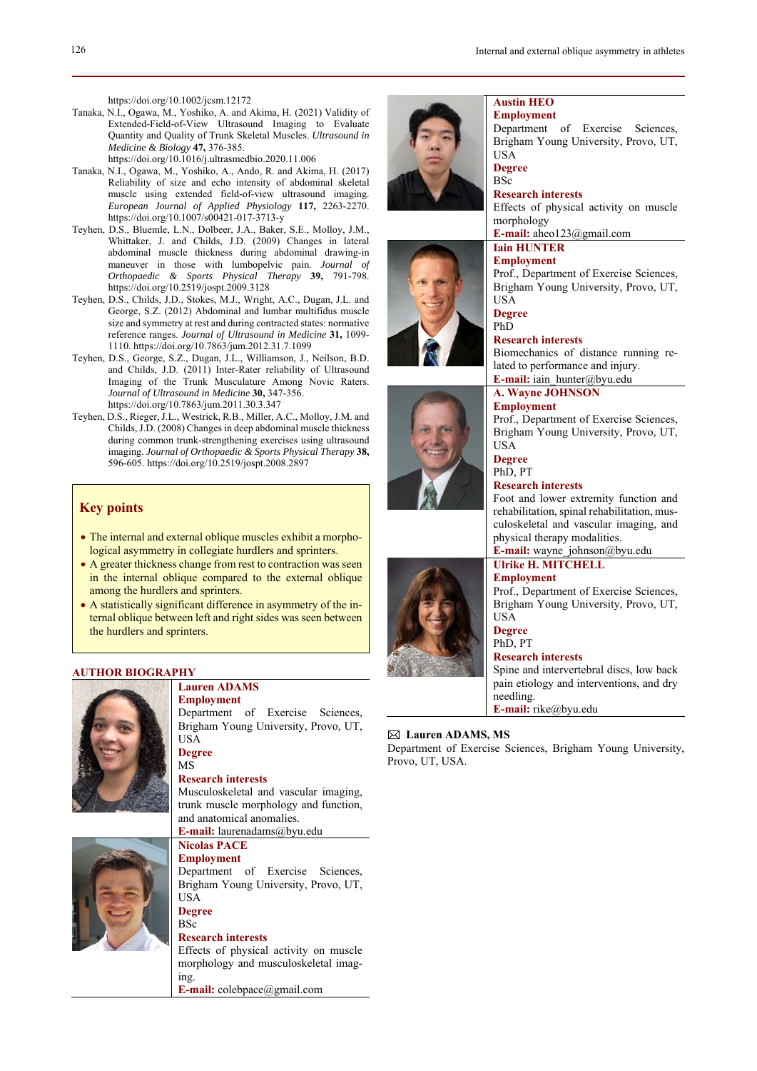https://doi.org/10.1002/jcsm.12172

Tanaka, N.I., Ogawa, M., Yoshiko, A. and Akima, H. (2021) Validity of Extended-Field-of-View Ultrasound Imaging to Evaluate Quantity and Quality of Trunk Skeletal Muscles. *Ultrasound in Medicine & Biology* **47,** 376-385. https://doi.org/10.1016/j.ultrasmedbio.2020.11.006

Tanaka, N.I., Ogawa, M., Yoshiko, A., Ando, R. and Akima, H. (2017) Reliability of size and echo intensity of abdominal skeletal muscle using extended field-of-view ultrasound imaging. *European Journal of Applied Physiology* **117,** 2263-2270. https://doi.org/10.1007/s00421-017-3713-y

Teyhen, D.S., Bluemle, L.N., Dolbeer, J.A., Baker, S.E., Molloy, J.M., Whittaker, J. and Childs, J.D. (2009) Changes in lateral abdominal muscle thickness during abdominal drawing-in maneuver in those with lumbopelvic pain. *Journal of Orthopaedic & Sports Physical Therapy* **39,** 791-798. https://doi.org/10.2519/jospt.2009.3128

Teyhen, D.S., Childs, J.D., Stokes, M.J., Wright, A.C., Dugan, J.L. and George, S.Z. (2012) Abdominal and lumbar multifidus muscle size and symmetry at rest and during contracted states: normative reference ranges. *Journal of Ultrasound in Medicine* **31,** 1099-1110. https://doi.org/10.7863/jum.2012.31.7.1099

Teyhen, D.S., George, S.Z., Dugan, J.L., Williamson, J., Neilson, B.D. and Childs, J.D. (2011) Inter-Rater reliability of Ultrasound Imaging of the Trunk Musculature Among Novic Raters. *Journal of Ultrasound in Medicine* **30,** 347-356. https://doi.org/10.7863/jum.2011.30.3.347

Teyhen, D.S., Rieger, J.L., Westrick, R.B., Miller, A.C., Molloy, J.M. and Childs, J.D. (2008) Changes in deep abdominal muscle thickness during common trunk-strengthening exercises using ultrasound imaging. *Journal of Orthopaedic & Sports Physical Therapy* **38,** 596-605. https://doi.org/10.2519/jospt.2008.2897

## Key points

- The internal and external oblique muscles exhibit a morphological asymmetry in collegiate hurdlers and sprinters.
- A greater thickness change from rest to contraction was seen in the internal oblique compared to the external oblique among the hurdlers and sprinters.
- A statistically significant difference in asymmetry of the internal oblique between left and right sides was seen between the hurdlers and sprinters.

## AUTHOR BIOGRAPHY

**Lauren ADAMS**
**Employment**
Department of Exercise Sciences, Brigham Young University, Provo, UT, USA
**Degree**
MS
**Research interests**
Musculoskeletal and vascular imaging, trunk muscle morphology and function, and anatomical anomalies.
**E-mail:** laurenadams@byu.edu

**Nicolas PACE**
**Employment**
Department of Exercise Sciences, Brigham Young University, Provo, UT, USA
**Degree**
BSc
**Research interests**
Effects of physical activity on muscle morphology and musculoskeletal imaging.
**E-mail:** colebpace@gmail.com

**Austin HEO**
**Employment**
Department of Exercise Sciences, Brigham Young University, Provo, UT, USA
**Degree**
BSc
**Research interests**
Effects of physical activity on muscle morphology
**E-mail:** aheo123@gmail.com

**Iain HUNTER**
**Employment**
Prof., Department of Exercise Sciences, Brigham Young University, Provo, UT, USA
**Degree**
PhD
**Research interests**
Biomechanics of distance running related to performance and injury.
**E-mail:** iain_hunter@byu.edu

**A. Wayne JOHNSON**
**Employment**
Prof., Department of Exercise Sciences, Brigham Young University, Provo, UT, USA
**Degree**
PhD, PT
**Research interests**
Foot and lower extremity function and rehabilitation, spinal rehabilitation, musculoskeletal and vascular imaging, and physical therapy modalities.
**E-mail:** wayne_johnson@byu.edu

**Ulrike H. MITCHELL**
**Employment**
Prof., Department of Exercise Sciences, Brigham Young University, Provo, UT, USA
**Degree**
PhD, PT
**Research interests**
Spine and intervertebral discs, low back pain etiology and interventions, and dry needling.
**E-mail:** rike@byu.edu

✉ **Lauren ADAMS, MS**
Department of Exercise Sciences, Brigham Young University, Provo, UT, USA.